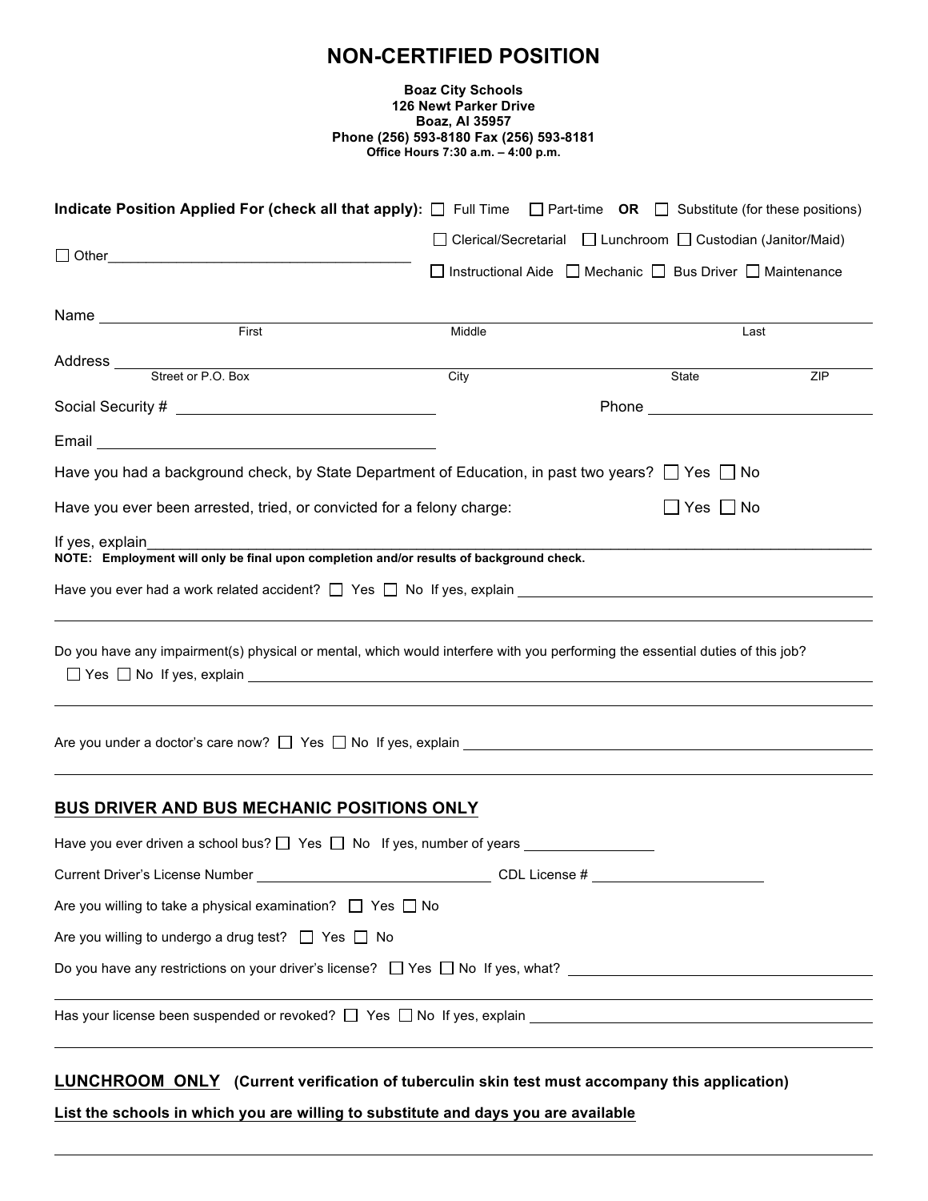# NON-CERTIFIED POSITION

**Boaz City Schools**
**126 Newt Parker Drive**
**Boaz, Al 35957**
**Phone (256) 593-8180 Fax (256) 593-8181**
**Office Hours 7:30 a.m. – 4:00 p.m.**

**Indicate Position Applied For (check all that apply):** ☐ Full Time ☐ Part-time **OR** ☐ Substitute (for these positions)

☐ Other_______________________________________ ☐ Clerical/Secretarial ☐ Lunchroom ☐ Custodian (Janitor/Maid)

☐ Instructional Aide ☐ Mechanic ☐ Bus Driver ☐ Maintenance

Name ________________________________________________________________
First Middle Last

Address ______________________________________________________________
Street or P.O. Box City State ZIP

Social Security # ______________________________ Phone ______________________________

Email ________________________________________

Have you had a background check, by State Department of Education, in past two years? ☐ Yes ☐ No

Have you ever been arrested, tried, or convicted for a felony charge: ☐ Yes ☐ No

If yes, explain_______________________________________________________________

**NOTE: Employment will only be final upon completion and/or results of background check.**

Have you ever had a work related accident? ☐ Yes ☐ No If yes, explain ______________________________

_______________________________________________________________________________

Do you have any impairment(s) physical or mental, which would interfere with you performing the essential duties of this job?

☐ Yes ☐ No If yes, explain ______________________________________________________

_______________________________________________________________________________

Are you under a doctor's care now? ☐ Yes ☐ No If yes, explain ______________________________

_______________________________________________________________________________

## BUS DRIVER AND BUS MECHANIC POSITIONS ONLY

Have you ever driven a school bus? ☐ Yes ☐ No If yes, number of years ________________

Current Driver's License Number ______________________________ CDL License # ____________________

Are you willing to take a physical examination? ☐ Yes ☐ No

Are you willing to undergo a drug test? ☐ Yes ☐ No

Do you have any restrictions on your driver's license? ☐ Yes ☐ No If yes, what? ______________________

_______________________________________________________________________________

Has your license been suspended or revoked? ☐ Yes ☐ No If yes, explain ______________________________

_______________________________________________________________________________

## LUNCHROOM ONLY (Current verification of tuberculin skin test must accompany this application)

**List the schools in which you are willing to substitute and days you are available**

_______________________________________________________________________________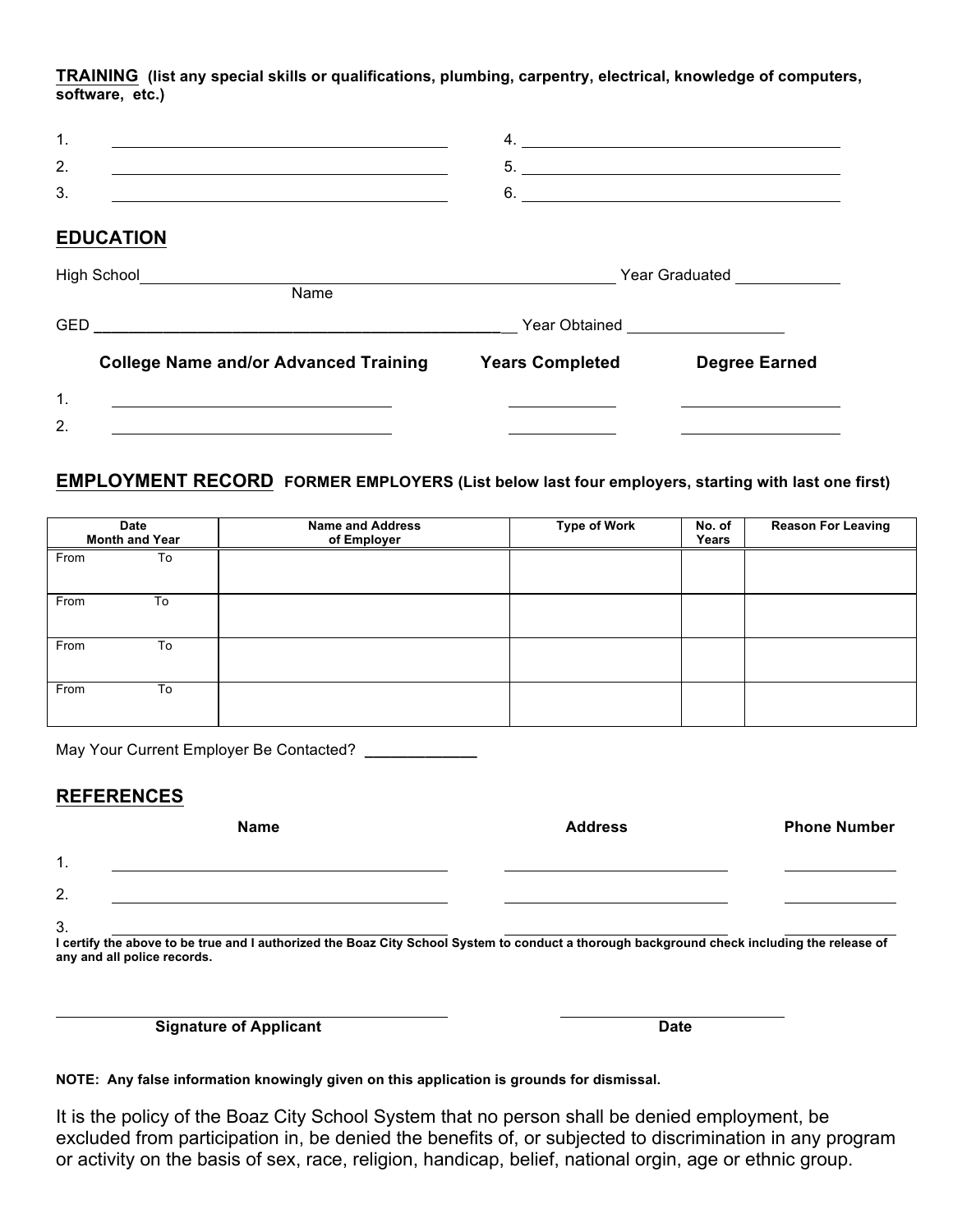## TRAINING **(list any special skills or qualifications, plumbing, carpentry, electrical, knowledge of computers, software, etc.)**

1. ______________________ 4. ______________________
2. ______________________ 5. ______________________
3. ______________________ 6. ______________________

## EDUCATION

High School_____________________________________ Year Graduated ___________
Name

GED ______________________________________ Year Obtained _______________

| | College Name and/or Advanced Training | Years Completed | Degree Earned |
|---|---|---|---|
| 1. | | | |
| 2. | | | |

## EMPLOYMENT RECORD **FORMER EMPLOYERS (List below last four employers, starting with last one first)**

| Date Month and Year | Name and Address of Employer | Type of Work | No. of Years | Reason For Leaving |
|---|---|---|---|---|
| From To | | | | |
| From To | | | | |
| From To | | | | |
| From To | | | | |

May Your Current Employer Be Contacted? ___________

## REFERENCES

| | Name | Address | Phone Number |
|---|---|---|---|
| 1. | | | |
| 2. | | | |
| 3. | | | |

**I certify the above to be true and I authorized the Boaz City School System to conduct a thorough background check including the release of any and all police records.**

______________________________ ______________________
**Signature of Applicant** **Date**

**NOTE: Any false information knowingly given on this application is grounds for dismissal.**

It is the policy of the Boaz City School System that no person shall be denied employment, be excluded from participation in, be denied the benefits of, or subjected to discrimination in any program or activity on the basis of sex, race, religion, handicap, belief, national orgin, age or ethnic group.